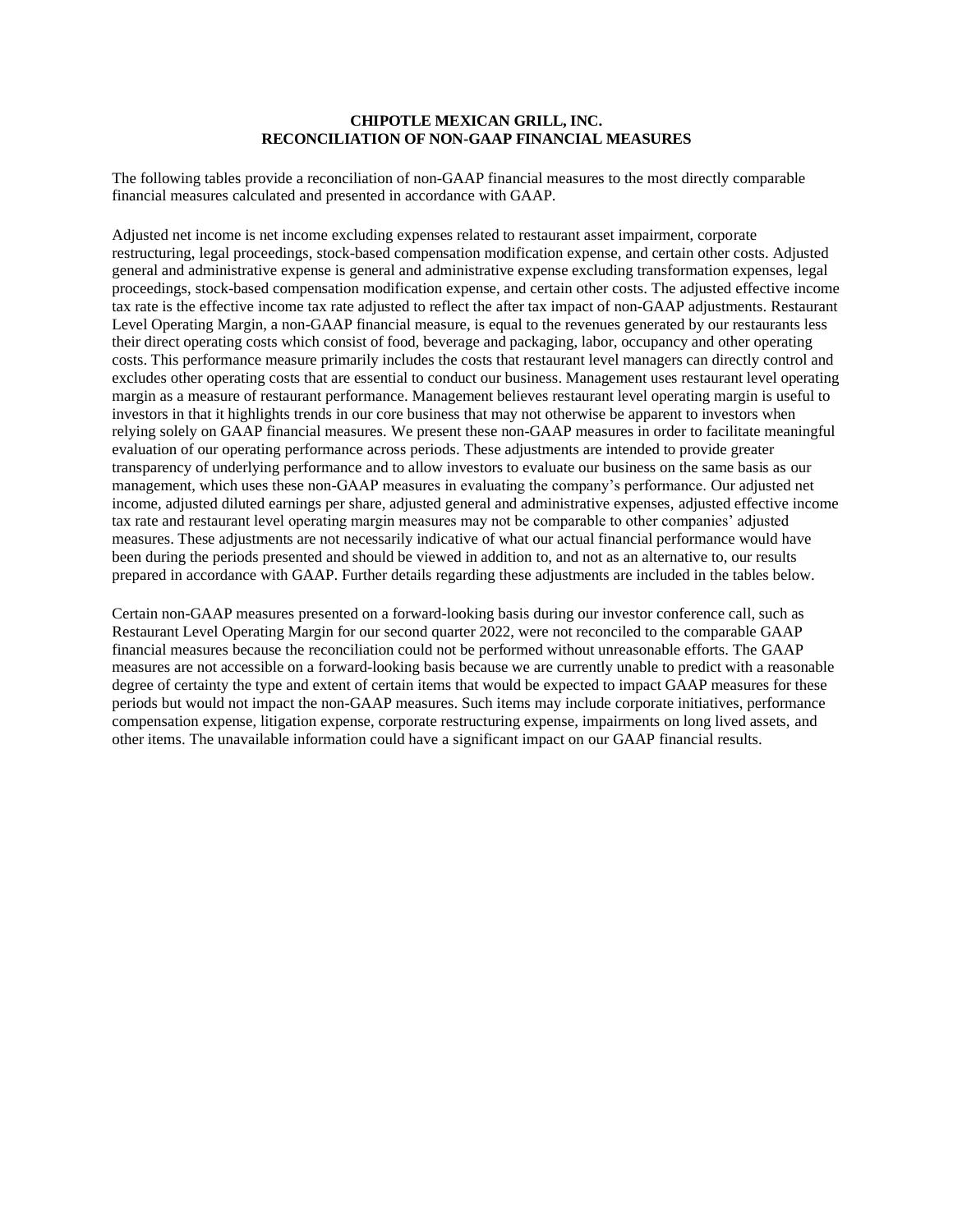# CHIPOTLE MEXICAN GRILL, INC.
## RECONCILIATION OF NON-GAAP FINANCIAL MEASURES

The following tables provide a reconciliation of non-GAAP financial measures to the most directly comparable financial measures calculated and presented in accordance with GAAP.

Adjusted net income is net income excluding expenses related to restaurant asset impairment, corporate restructuring, legal proceedings, stock-based compensation modification expense, and certain other costs. Adjusted general and administrative expense is general and administrative expense excluding transformation expenses, legal proceedings, stock-based compensation modification expense, and certain other costs. The adjusted effective income tax rate is the effective income tax rate adjusted to reflect the after tax impact of non-GAAP adjustments. Restaurant Level Operating Margin, a non-GAAP financial measure, is equal to the revenues generated by our restaurants less their direct operating costs which consist of food, beverage and packaging, labor, occupancy and other operating costs. This performance measure primarily includes the costs that restaurant level managers can directly control and excludes other operating costs that are essential to conduct our business. Management uses restaurant level operating margin as a measure of restaurant performance. Management believes restaurant level operating margin is useful to investors in that it highlights trends in our core business that may not otherwise be apparent to investors when relying solely on GAAP financial measures. We present these non-GAAP measures in order to facilitate meaningful evaluation of our operating performance across periods. These adjustments are intended to provide greater transparency of underlying performance and to allow investors to evaluate our business on the same basis as our management, which uses these non-GAAP measures in evaluating the company's performance. Our adjusted net income, adjusted diluted earnings per share, adjusted general and administrative expenses, adjusted effective income tax rate and restaurant level operating margin measures may not be comparable to other companies' adjusted measures. These adjustments are not necessarily indicative of what our actual financial performance would have been during the periods presented and should be viewed in addition to, and not as an alternative to, our results prepared in accordance with GAAP. Further details regarding these adjustments are included in the tables below.

Certain non-GAAP measures presented on a forward-looking basis during our investor conference call, such as Restaurant Level Operating Margin for our second quarter 2022, were not reconciled to the comparable GAAP financial measures because the reconciliation could not be performed without unreasonable efforts. The GAAP measures are not accessible on a forward-looking basis because we are currently unable to predict with a reasonable degree of certainty the type and extent of certain items that would be expected to impact GAAP measures for these periods but would not impact the non-GAAP measures. Such items may include corporate initiatives, performance compensation expense, litigation expense, corporate restructuring expense, impairments on long lived assets, and other items. The unavailable information could have a significant impact on our GAAP financial results.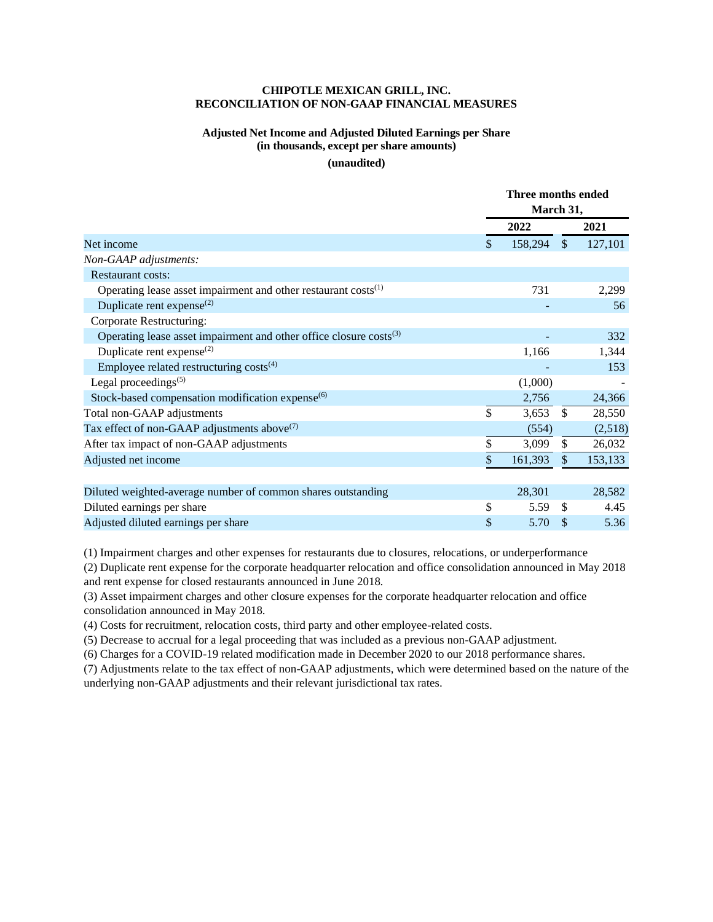**CHIPOTLE MEXICAN GRILL, INC.**
**RECONCILIATION OF NON-GAAP FINANCIAL MEASURES**

**Adjusted Net Income and Adjusted Diluted Earnings per Share**
**(in thousands, except per share amounts)**
**(unaudited)**

| | Three months ended March 31, | |
|---|---|---|
| | 2022 | 2021 |
| Net income | $ 158,294 | $ 127,101 |
| *Non-GAAP adjustments:* | | |
| Restaurant costs: | | |
| Operating lease asset impairment and other restaurant costs[(1)] | 731 | 2,299 |
| Duplicate rent expense[(2)] | - | 56 |
| Corporate Restructuring: | | |
| Operating lease asset impairment and other office closure costs[(3)] | - | 332 |
| Duplicate rent expense[(2)] | 1,166 | 1,344 |
| Employee related restructuring costs[(4)] | - | 153 |
| Legal proceedings[(5)] | (1,000) | - |
| Stock-based compensation modification expense[(6)] | 2,756 | 24,366 |
| Total non-GAAP adjustments | $ 3,653 | $ 28,550 |
| Tax effect of non-GAAP adjustments above[(7)] | (554) | (2,518) |
| After tax impact of non-GAAP adjustments | $ 3,099 | $ 26,032 |
| Adjusted net income | $ 161,393 | $ 153,133 |
| | | |
| Diluted weighted-average number of common shares outstanding | 28,301 | 28,582 |
| Diluted earnings per share | $ 5.59 | $ 4.45 |
| Adjusted diluted earnings per share | $ 5.70 | $ 5.36 |

(1) Impairment charges and other expenses for restaurants due to closures, relocations, or underperformance

(2) Duplicate rent expense for the corporate headquarter relocation and office consolidation announced in May 2018 and rent expense for closed restaurants announced in June 2018.

(3) Asset impairment charges and other closure expenses for the corporate headquarter relocation and office consolidation announced in May 2018.

(4) Costs for recruitment, relocation costs, third party and other employee-related costs.

(5) Decrease to accrual for a legal proceeding that was included as a previous non-GAAP adjustment.

(6) Charges for a COVID-19 related modification made in December 2020 to our 2018 performance shares.

(7) Adjustments relate to the tax effect of non-GAAP adjustments, which were determined based on the nature of the underlying non-GAAP adjustments and their relevant jurisdictional tax rates.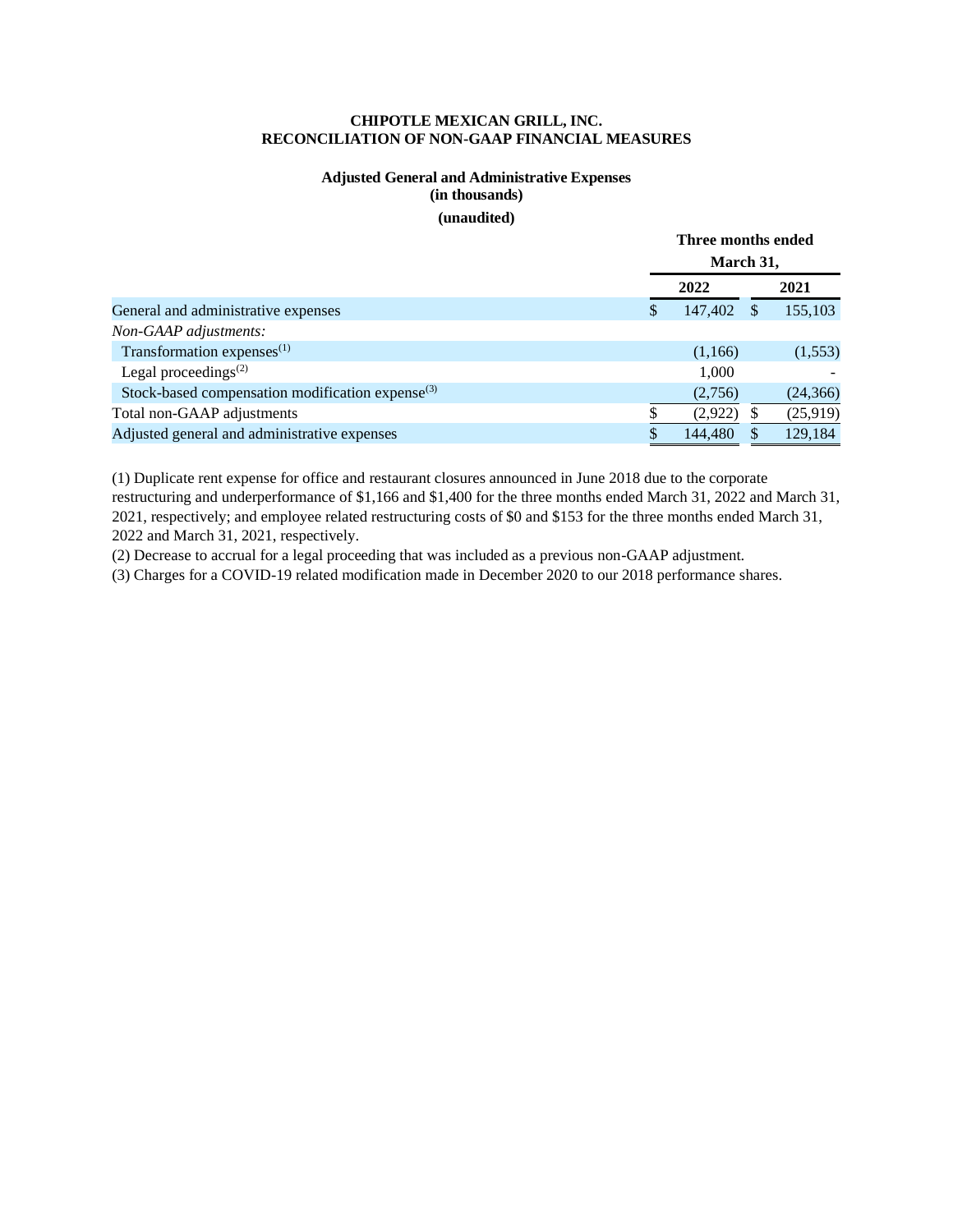**CHIPOTLE MEXICAN GRILL, INC.**
**RECONCILIATION OF NON-GAAP FINANCIAL MEASURES**

**Adjusted General and Administrative Expenses**
**(in thousands)**
**(unaudited)**

| | Three months ended March 31, | |
|---|---|---|
| | **2022** | **2021** |
| General and administrative expenses | $ 147,402 | $ 155,103 |
| *Non-GAAP adjustments:* | | |
| Transformation expenses[1] | (1,166) | (1,553) |
| Legal proceedings[2] | 1,000 | - |
| Stock-based compensation modification expense[3] | (2,756) | (24,366) |
| Total non-GAAP adjustments | $ (2,922) | $ (25,919) |
| Adjusted general and administrative expenses | $ 144,480 | $ 129,184 |

(1) Duplicate rent expense for office and restaurant closures announced in June 2018 due to the corporate restructuring and underperformance of $1,166 and $1,400 for the three months ended March 31, 2022 and March 31, 2021, respectively; and employee related restructuring costs of $0 and $153 for the three months ended March 31, 2022 and March 31, 2021, respectively.

(2) Decrease to accrual for a legal proceeding that was included as a previous non-GAAP adjustment.

(3) Charges for a COVID-19 related modification made in December 2020 to our 2018 performance shares.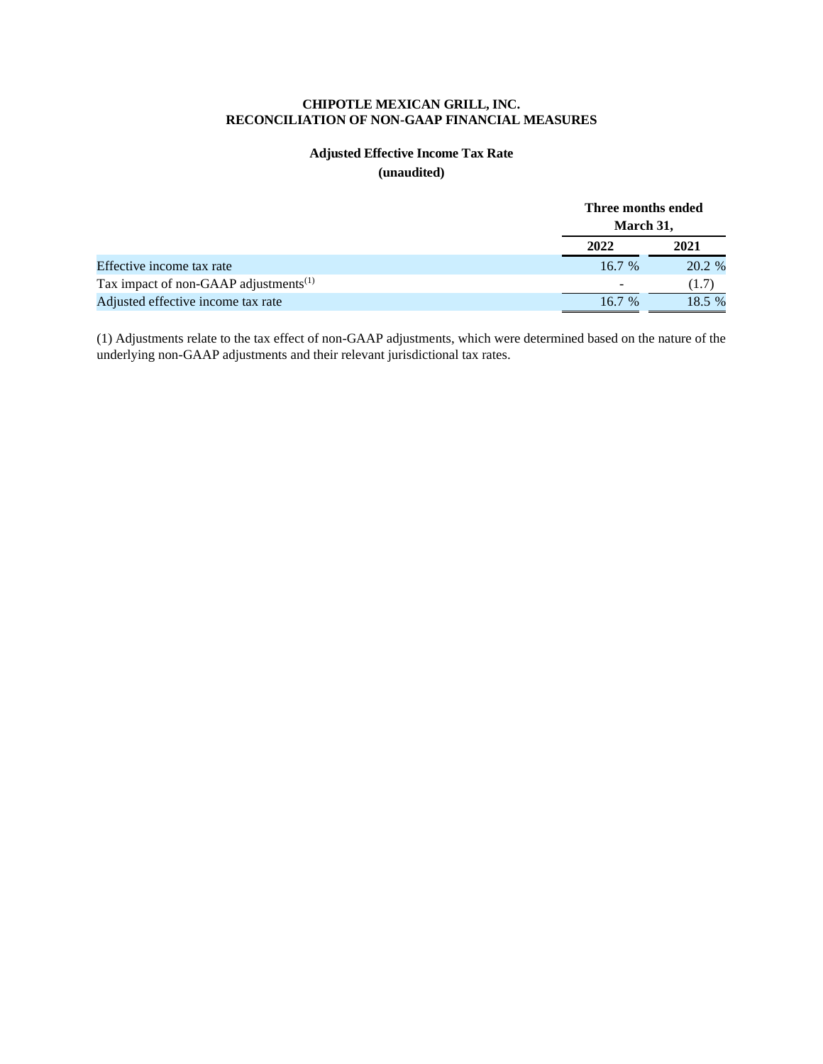# CHIPOTLE MEXICAN GRILL, INC.
# RECONCILIATION OF NON-GAAP FINANCIAL MEASURES

## Adjusted Effective Income Tax Rate
**(unaudited)**

| | Three months ended March 31, | |
|---|---|---|
| | **2022** | **2021** |
| Effective income tax rate | 16.7 % | 20.2 % |
| Tax impact of non-GAAP adjustments[(1)] | - | (1.7) |
| Adjusted effective income tax rate | 16.7 % | 18.5 % |

(1) Adjustments relate to the tax effect of non-GAAP adjustments, which were determined based on the nature of the underlying non-GAAP adjustments and their relevant jurisdictional tax rates.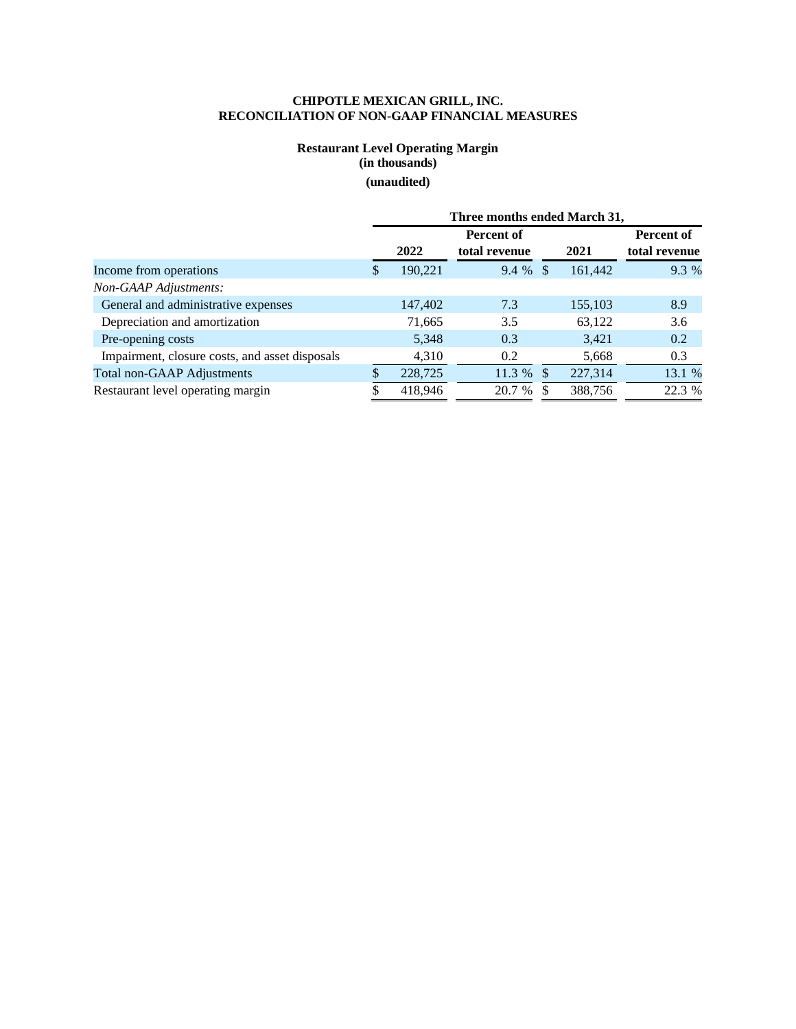**CHIPOTLE MEXICAN GRILL, INC.**
**RECONCILIATION OF NON-GAAP FINANCIAL MEASURES**

**Restaurant Level Operating Margin**
**(in thousands)**
**(unaudited)**

| | Three months ended March 31, | | | |
|---|---|---|---|---|
| | 2022 | Percent of total revenue | 2021 | Percent of total revenue |
| Income from operations | $ 190,221 | 9.4 % | $ 161,442 | 9.3 % |
| *Non-GAAP Adjustments:* | | | | |
| General and administrative expenses | 147,402 | 7.3 | 155,103 | 8.9 |
| Depreciation and amortization | 71,665 | 3.5 | 63,122 | 3.6 |
| Pre-opening costs | 5,348 | 0.3 | 3,421 | 0.2 |
| Impairment, closure costs, and asset disposals | 4,310 | 0.2 | 5,668 | 0.3 |
| Total non-GAAP Adjustments | $ 228,725 | 11.3 % | $ 227,314 | 13.1 % |
| Restaurant level operating margin | $ 418,946 | 20.7 % | $ 388,756 | 22.3 % |